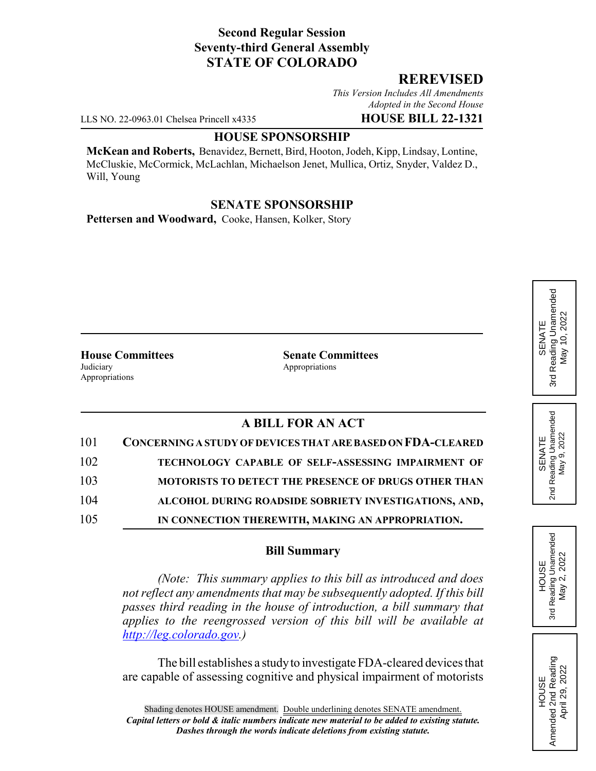**Second Regular Session**
**Seventy-third General Assembly**
**STATE OF COLORADO**

## REREVISED

*This Version Includes All Amendments Adopted in the Second House*

LLS NO. 22-0963.01 Chelsea Princell x4335 **HOUSE BILL 22-1321**

### HOUSE SPONSORSHIP

**McKean and Roberts,** Benavidez, Bernett, Bird, Hooton, Jodeh, Kipp, Lindsay, Lontine, McCluskie, McCormick, McLachlan, Michaelson Jenet, Mullica, Ortiz, Snyder, Valdez D., Will, Young

### SENATE SPONSORSHIP

**Pettersen and Woodward,** Cooke, Hansen, Kolker, Story

SENATE 3rd Reading Unamended May 10, 2022

SENATE 2nd Reading Unamended May 9, 2022

HOUSE 3rd Reading Unamended May 2, 2022

HOUSE Amended 2nd Reading April 29, 2022

**House Committees**
Judiciary
Appropriations

**Senate Committees**
Appropriations

### A BILL FOR AN ACT

101 **CONCERNING A STUDY OF DEVICES THAT ARE BASED ON FDA-CLEARED**
102 **TECHNOLOGY CAPABLE OF SELF-ASSESSING IMPAIRMENT OF**
103 **MOTORISTS TO DETECT THE PRESENCE OF DRUGS OTHER THAN**
104 **ALCOHOL DURING ROADSIDE SOBRIETY INVESTIGATIONS, AND,**
105 **IN CONNECTION THEREWITH, MAKING AN APPROPRIATION.**

### Bill Summary

*(Note: This summary applies to this bill as introduced and does not reflect any amendments that may be subsequently adopted. If this bill passes third reading in the house of introduction, a bill summary that applies to the reengrossed version of this bill will be available at http://leg.colorado.gov.)*

The bill establishes a study to investigate FDA-cleared devices that are capable of assessing cognitive and physical impairment of motorists

Shading denotes HOUSE amendment. Double underlining denotes SENATE amendment.
***Capital letters or bold & italic numbers indicate new material to be added to existing statute.***
***Dashes through the words indicate deletions from existing statute.***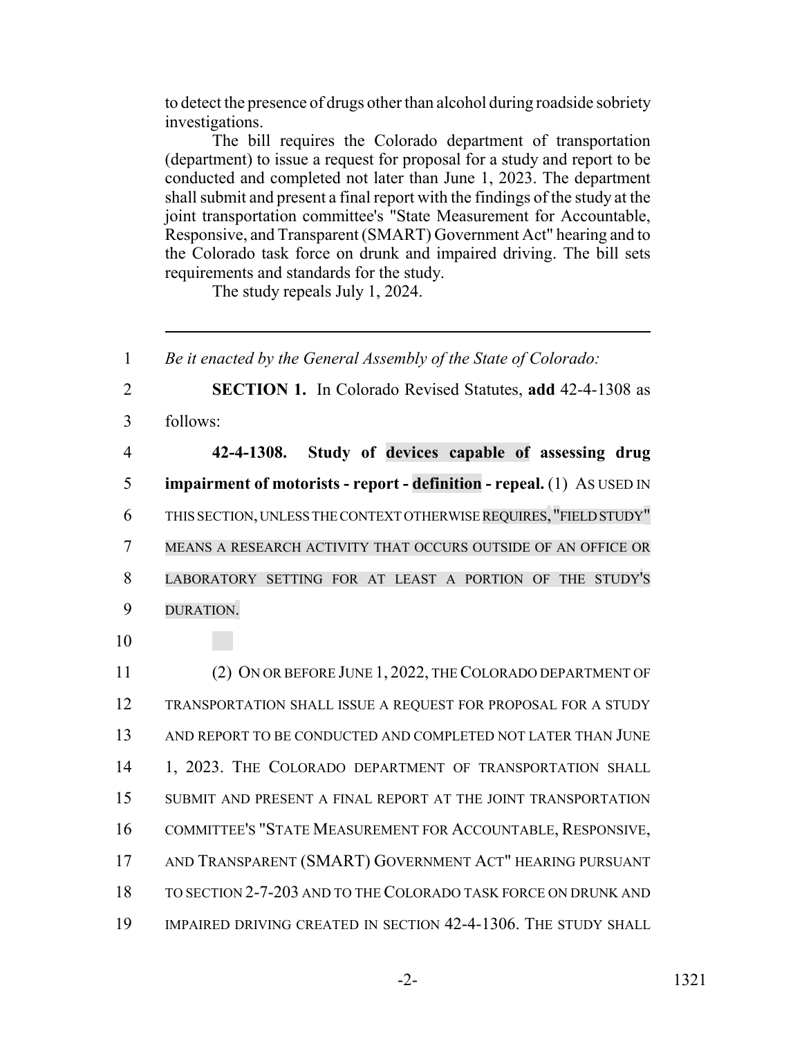to detect the presence of drugs other than alcohol during roadside sobriety investigations.

The bill requires the Colorado department of transportation (department) to issue a request for proposal for a study and report to be conducted and completed not later than June 1, 2023. The department shall submit and present a final report with the findings of the study at the joint transportation committee's "State Measurement for Accountable, Responsive, and Transparent (SMART) Government Act" hearing and to the Colorado task force on drunk and impaired driving. The bill sets requirements and standards for the study.

The study repeals July 1, 2024.

---

1 *Be it enacted by the General Assembly of the State of Colorado:*

2 **SECTION 1.** In Colorado Revised Statutes, **add** 42-4-1308 as
3 follows:

4 **42-4-1308. Study of devices capable of assessing drug**
5 **impairment of motorists - report - definition - repeal.** (1) AS USED IN
6 THIS SECTION, UNLESS THE CONTEXT OTHERWISE REQUIRES, "FIELD STUDY"
7 MEANS A RESEARCH ACTIVITY THAT OCCURS OUTSIDE OF AN OFFICE OR
8 LABORATORY SETTING FOR AT LEAST A PORTION OF THE STUDY'S
9 DURATION.

10

11 (2) ON OR BEFORE JUNE 1, 2022, THE COLORADO DEPARTMENT OF
12 TRANSPORTATION SHALL ISSUE A REQUEST FOR PROPOSAL FOR A STUDY
13 AND REPORT TO BE CONDUCTED AND COMPLETED NOT LATER THAN JUNE
14 1, 2023. THE COLORADO DEPARTMENT OF TRANSPORTATION SHALL
15 SUBMIT AND PRESENT A FINAL REPORT AT THE JOINT TRANSPORTATION
16 COMMITTEE'S "STATE MEASUREMENT FOR ACCOUNTABLE, RESPONSIVE,
17 AND TRANSPARENT (SMART) GOVERNMENT ACT" HEARING PURSUANT
18 TO SECTION 2-7-203 AND TO THE COLORADO TASK FORCE ON DRUNK AND
19 IMPAIRED DRIVING CREATED IN SECTION 42-4-1306. THE STUDY SHALL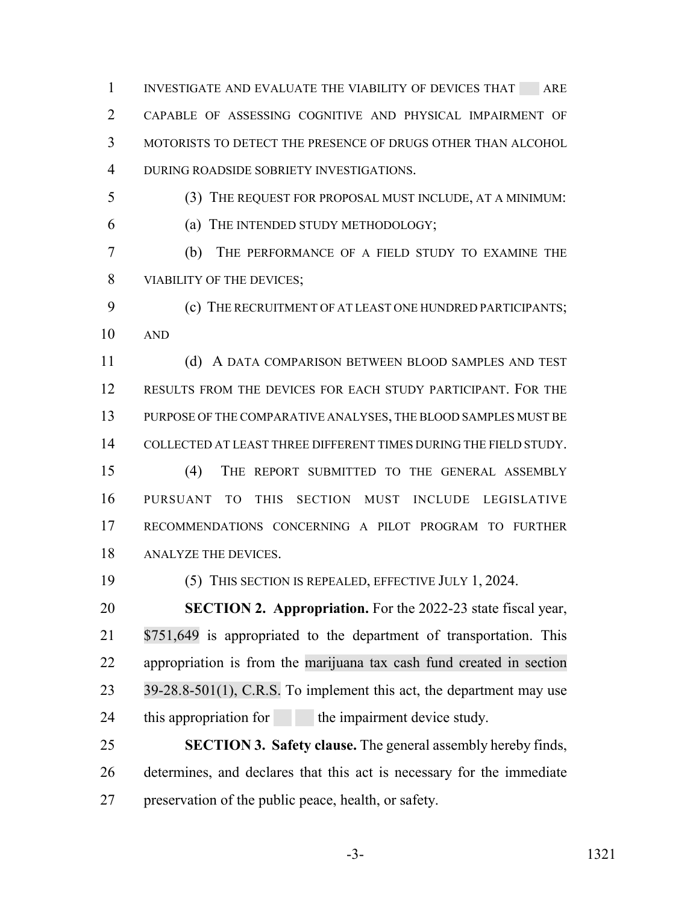INVESTIGATE AND EVALUATE THE VIABILITY OF DEVICES THAT ARE CAPABLE OF ASSESSING COGNITIVE AND PHYSICAL IMPAIRMENT OF MOTORISTS TO DETECT THE PRESENCE OF DRUGS OTHER THAN ALCOHOL DURING ROADSIDE SOBRIETY INVESTIGATIONS.

(3) THE REQUEST FOR PROPOSAL MUST INCLUDE, AT A MINIMUM:

(a) THE INTENDED STUDY METHODOLOGY;

(b) THE PERFORMANCE OF A FIELD STUDY TO EXAMINE THE VIABILITY OF THE DEVICES;

(c) THE RECRUITMENT OF AT LEAST ONE HUNDRED PARTICIPANTS; AND

(d) A DATA COMPARISON BETWEEN BLOOD SAMPLES AND TEST RESULTS FROM THE DEVICES FOR EACH STUDY PARTICIPANT. FOR THE PURPOSE OF THE COMPARATIVE ANALYSES, THE BLOOD SAMPLES MUST BE COLLECTED AT LEAST THREE DIFFERENT TIMES DURING THE FIELD STUDY.

(4) THE REPORT SUBMITTED TO THE GENERAL ASSEMBLY PURSUANT TO THIS SECTION MUST INCLUDE LEGISLATIVE RECOMMENDATIONS CONCERNING A PILOT PROGRAM TO FURTHER ANALYZE THE DEVICES.

(5) THIS SECTION IS REPEALED, EFFECTIVE JULY 1, 2024.

**SECTION 2. Appropriation.** For the 2022-23 state fiscal year, $751,649 is appropriated to the department of transportation. This appropriation is from the marijuana tax cash fund created in section 39-28.8-501(1), C.R.S. To implement this act, the department may use this appropriation for the impairment device study.

**SECTION 3. Safety clause.** The general assembly hereby finds, determines, and declares that this act is necessary for the immediate preservation of the public peace, health, or safety.